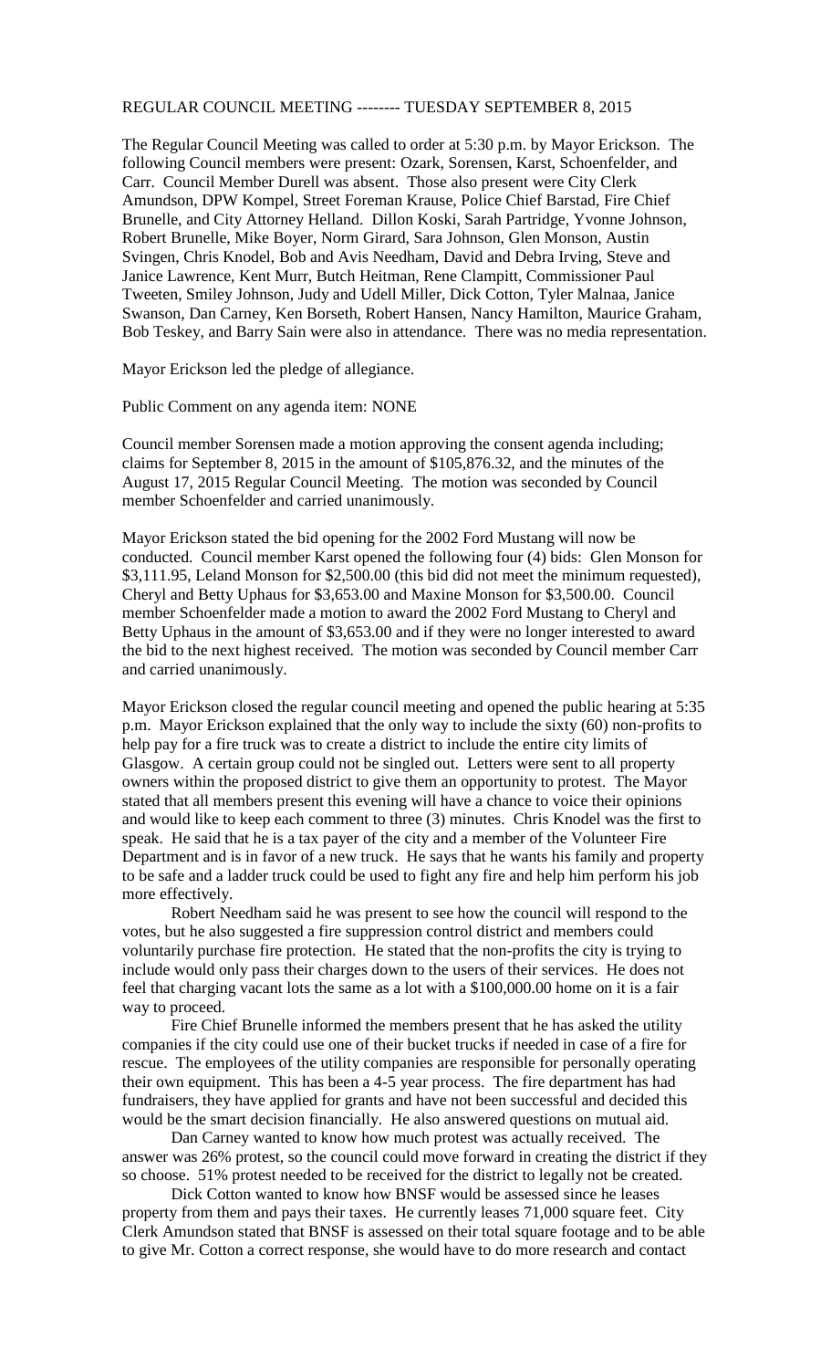REGULAR COUNCIL MEETING -------- TUESDAY SEPTEMBER 8, 2015

The Regular Council Meeting was called to order at 5:30 p.m. by Mayor Erickson. The following Council members were present: Ozark, Sorensen, Karst, Schoenfelder, and Carr. Council Member Durell was absent. Those also present were City Clerk Amundson, DPW Kompel, Street Foreman Krause, Police Chief Barstad, Fire Chief Brunelle, and City Attorney Helland. Dillon Koski, Sarah Partridge, Yvonne Johnson, Robert Brunelle, Mike Boyer, Norm Girard, Sara Johnson, Glen Monson, Austin Svingen, Chris Knodel, Bob and Avis Needham, David and Debra Irving, Steve and Janice Lawrence, Kent Murr, Butch Heitman, Rene Clampitt, Commissioner Paul Tweeten, Smiley Johnson, Judy and Udell Miller, Dick Cotton, Tyler Malnaa, Janice Swanson, Dan Carney, Ken Borseth, Robert Hansen, Nancy Hamilton, Maurice Graham, Bob Teskey, and Barry Sain were also in attendance. There was no media representation.

Mayor Erickson led the pledge of allegiance.

Public Comment on any agenda item: NONE

Council member Sorensen made a motion approving the consent agenda including; claims for September 8, 2015 in the amount of $105,876.32, and the minutes of the August 17, 2015 Regular Council Meeting. The motion was seconded by Council member Schoenfelder and carried unanimously.

Mayor Erickson stated the bid opening for the 2002 Ford Mustang will now be conducted. Council member Karst opened the following four (4) bids: Glen Monson for $3,111.95, Leland Monson for $2,500.00 (this bid did not meet the minimum requested), Cheryl and Betty Uphaus for $3,653.00 and Maxine Monson for $3,500.00. Council member Schoenfelder made a motion to award the 2002 Ford Mustang to Cheryl and Betty Uphaus in the amount of $3,653.00 and if they were no longer interested to award the bid to the next highest received. The motion was seconded by Council member Carr and carried unanimously.

Mayor Erickson closed the regular council meeting and opened the public hearing at 5:35 p.m. Mayor Erickson explained that the only way to include the sixty (60) non-profits to help pay for a fire truck was to create a district to include the entire city limits of Glasgow. A certain group could not be singled out. Letters were sent to all property owners within the proposed district to give them an opportunity to protest. The Mayor stated that all members present this evening will have a chance to voice their opinions and would like to keep each comment to three (3) minutes. Chris Knodel was the first to speak. He said that he is a tax payer of the city and a member of the Volunteer Fire Department and is in favor of a new truck. He says that he wants his family and property to be safe and a ladder truck could be used to fight any fire and help him perform his job more effectively.

Robert Needham said he was present to see how the council will respond to the votes, but he also suggested a fire suppression control district and members could voluntarily purchase fire protection. He stated that the non-profits the city is trying to include would only pass their charges down to the users of their services. He does not feel that charging vacant lots the same as a lot with a $100,000.00 home on it is a fair way to proceed.

Fire Chief Brunelle informed the members present that he has asked the utility companies if the city could use one of their bucket trucks if needed in case of a fire for rescue. The employees of the utility companies are responsible for personally operating their own equipment. This has been a 4-5 year process. The fire department has had fundraisers, they have applied for grants and have not been successful and decided this would be the smart decision financially. He also answered questions on mutual aid.

Dan Carney wanted to know how much protest was actually received. The answer was 26% protest, so the council could move forward in creating the district if they so choose. 51% protest needed to be received for the district to legally not be created.

Dick Cotton wanted to know how BNSF would be assessed since he leases property from them and pays their taxes. He currently leases 71,000 square feet. City Clerk Amundson stated that BNSF is assessed on their total square footage and to be able to give Mr. Cotton a correct response, she would have to do more research and contact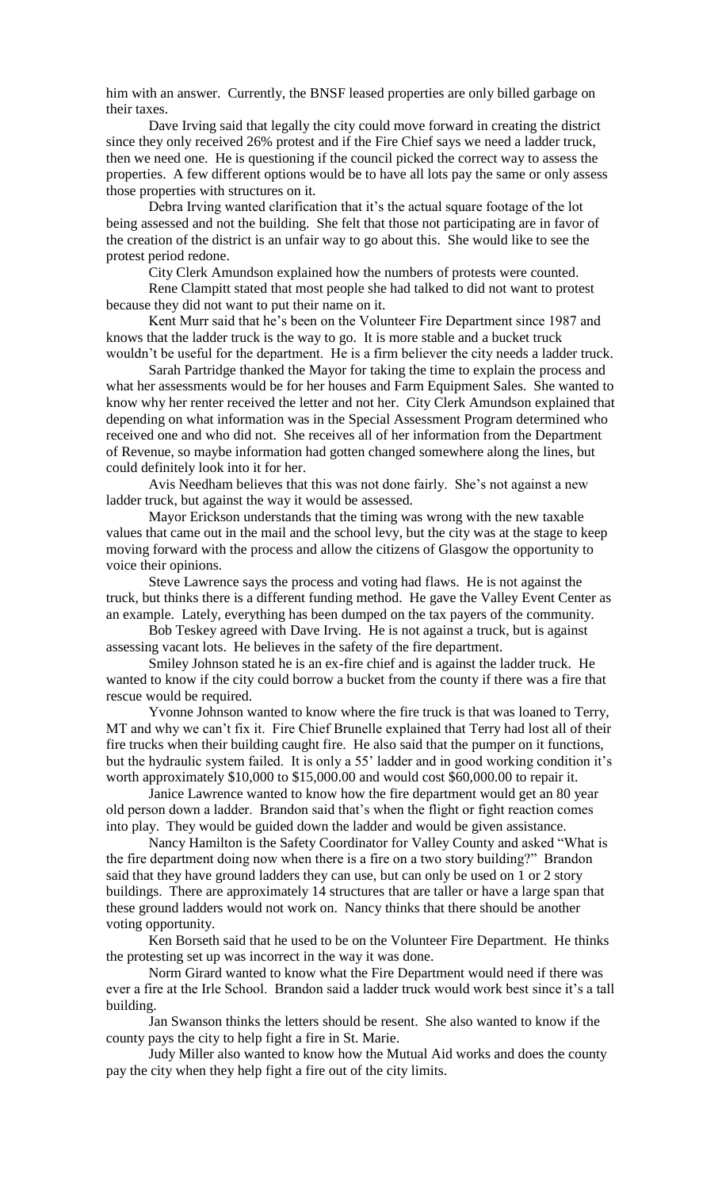him with an answer. Currently, the BNSF leased properties are only billed garbage on their taxes.

Dave Irving said that legally the city could move forward in creating the district since they only received 26% protest and if the Fire Chief says we need a ladder truck, then we need one. He is questioning if the council picked the correct way to assess the properties. A few different options would be to have all lots pay the same or only assess those properties with structures on it.

Debra Irving wanted clarification that it's the actual square footage of the lot being assessed and not the building. She felt that those not participating are in favor of the creation of the district is an unfair way to go about this. She would like to see the protest period redone.

City Clerk Amundson explained how the numbers of protests were counted.

Rene Clampitt stated that most people she had talked to did not want to protest because they did not want to put their name on it.

Kent Murr said that he's been on the Volunteer Fire Department since 1987 and knows that the ladder truck is the way to go. It is more stable and a bucket truck wouldn't be useful for the department. He is a firm believer the city needs a ladder truck.

Sarah Partridge thanked the Mayor for taking the time to explain the process and what her assessments would be for her houses and Farm Equipment Sales. She wanted to know why her renter received the letter and not her. City Clerk Amundson explained that depending on what information was in the Special Assessment Program determined who received one and who did not. She receives all of her information from the Department of Revenue, so maybe information had gotten changed somewhere along the lines, but could definitely look into it for her.

Avis Needham believes that this was not done fairly. She's not against a new ladder truck, but against the way it would be assessed.

Mayor Erickson understands that the timing was wrong with the new taxable values that came out in the mail and the school levy, but the city was at the stage to keep moving forward with the process and allow the citizens of Glasgow the opportunity to voice their opinions.

Steve Lawrence says the process and voting had flaws. He is not against the truck, but thinks there is a different funding method. He gave the Valley Event Center as an example. Lately, everything has been dumped on the tax payers of the community.

Bob Teskey agreed with Dave Irving. He is not against a truck, but is against assessing vacant lots. He believes in the safety of the fire department.

Smiley Johnson stated he is an ex-fire chief and is against the ladder truck. He wanted to know if the city could borrow a bucket from the county if there was a fire that rescue would be required.

Yvonne Johnson wanted to know where the fire truck is that was loaned to Terry, MT and why we can't fix it. Fire Chief Brunelle explained that Terry had lost all of their fire trucks when their building caught fire. He also said that the pumper on it functions, but the hydraulic system failed. It is only a 55' ladder and in good working condition it's worth approximately $10,000 to $15,000.00 and would cost $60,000.00 to repair it.

Janice Lawrence wanted to know how the fire department would get an 80 year old person down a ladder. Brandon said that's when the flight or fight reaction comes into play. They would be guided down the ladder and would be given assistance.

Nancy Hamilton is the Safety Coordinator for Valley County and asked "What is the fire department doing now when there is a fire on a two story building?" Brandon said that they have ground ladders they can use, but can only be used on 1 or 2 story buildings. There are approximately 14 structures that are taller or have a large span that these ground ladders would not work on. Nancy thinks that there should be another voting opportunity.

Ken Borseth said that he used to be on the Volunteer Fire Department. He thinks the protesting set up was incorrect in the way it was done.

Norm Girard wanted to know what the Fire Department would need if there was ever a fire at the Irle School. Brandon said a ladder truck would work best since it's a tall building.

Jan Swanson thinks the letters should be resent. She also wanted to know if the county pays the city to help fight a fire in St. Marie.

Judy Miller also wanted to know how the Mutual Aid works and does the county pay the city when they help fight a fire out of the city limits.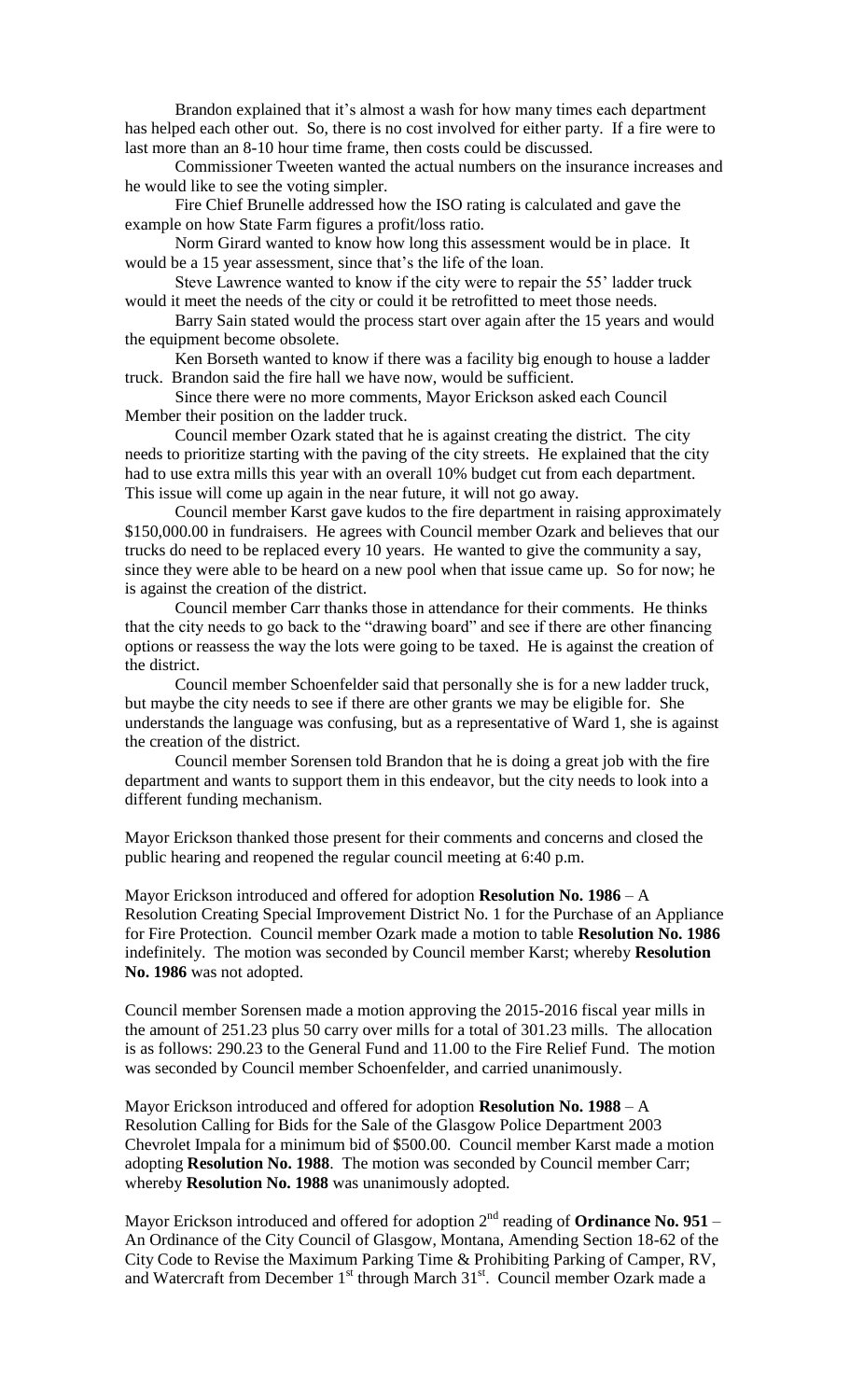Brandon explained that it's almost a wash for how many times each department has helped each other out. So, there is no cost involved for either party. If a fire were to last more than an 8-10 hour time frame, then costs could be discussed.

Commissioner Tweeten wanted the actual numbers on the insurance increases and he would like to see the voting simpler.

Fire Chief Brunelle addressed how the ISO rating is calculated and gave the example on how State Farm figures a profit/loss ratio.

Norm Girard wanted to know how long this assessment would be in place. It would be a 15 year assessment, since that's the life of the loan.

Steve Lawrence wanted to know if the city were to repair the 55' ladder truck would it meet the needs of the city or could it be retrofitted to meet those needs.

Barry Sain stated would the process start over again after the 15 years and would the equipment become obsolete.

Ken Borseth wanted to know if there was a facility big enough to house a ladder truck. Brandon said the fire hall we have now, would be sufficient.

Since there were no more comments, Mayor Erickson asked each Council Member their position on the ladder truck.

Council member Ozark stated that he is against creating the district. The city needs to prioritize starting with the paving of the city streets. He explained that the city had to use extra mills this year with an overall 10% budget cut from each department. This issue will come up again in the near future, it will not go away.

Council member Karst gave kudos to the fire department in raising approximately $150,000.00 in fundraisers. He agrees with Council member Ozark and believes that our trucks do need to be replaced every 10 years. He wanted to give the community a say, since they were able to be heard on a new pool when that issue came up. So for now; he is against the creation of the district.

Council member Carr thanks those in attendance for their comments. He thinks that the city needs to go back to the "drawing board" and see if there are other financing options or reassess the way the lots were going to be taxed. He is against the creation of the district.

Council member Schoenfelder said that personally she is for a new ladder truck, but maybe the city needs to see if there are other grants we may be eligible for. She understands the language was confusing, but as a representative of Ward 1, she is against the creation of the district.

Council member Sorensen told Brandon that he is doing a great job with the fire department and wants to support them in this endeavor, but the city needs to look into a different funding mechanism.

Mayor Erickson thanked those present for their comments and concerns and closed the public hearing and reopened the regular council meeting at 6:40 p.m.

Mayor Erickson introduced and offered for adoption **Resolution No. 1986** – A Resolution Creating Special Improvement District No. 1 for the Purchase of an Appliance for Fire Protection. Council member Ozark made a motion to table **Resolution No. 1986** indefinitely. The motion was seconded by Council member Karst; whereby **Resolution No. 1986** was not adopted.

Council member Sorensen made a motion approving the 2015-2016 fiscal year mills in the amount of 251.23 plus 50 carry over mills for a total of 301.23 mills. The allocation is as follows: 290.23 to the General Fund and 11.00 to the Fire Relief Fund. The motion was seconded by Council member Schoenfelder, and carried unanimously.

Mayor Erickson introduced and offered for adoption **Resolution No. 1988** – A Resolution Calling for Bids for the Sale of the Glasgow Police Department 2003 Chevrolet Impala for a minimum bid of $500.00. Council member Karst made a motion adopting **Resolution No. 1988**. The motion was seconded by Council member Carr; whereby **Resolution No. 1988** was unanimously adopted.

Mayor Erickson introduced and offered for adoption 2nd reading of **Ordinance No. 951** – An Ordinance of the City Council of Glasgow, Montana, Amending Section 18-62 of the City Code to Revise the Maximum Parking Time & Prohibiting Parking of Camper, RV, and Watercraft from December 1st through March 31st. Council member Ozark made a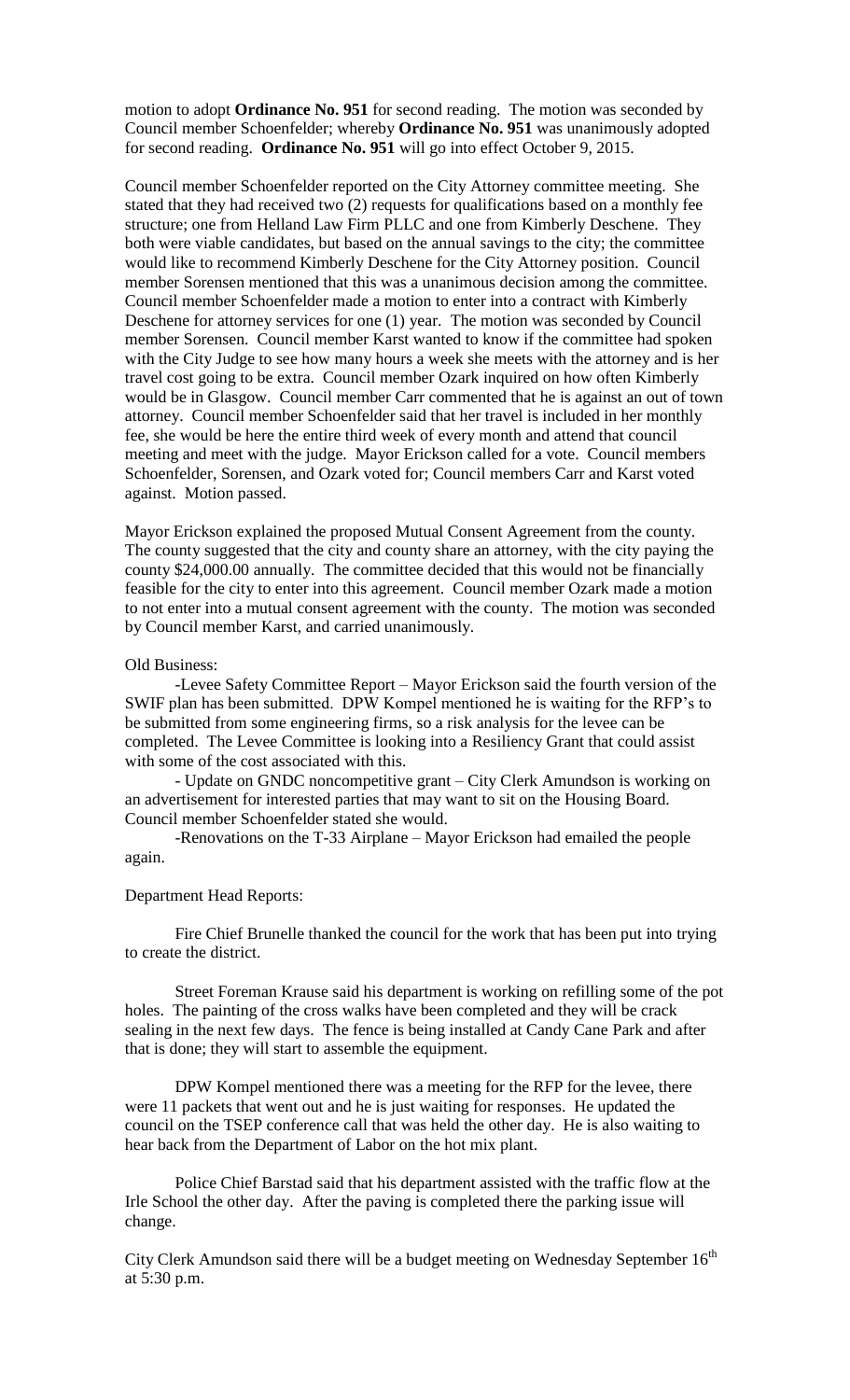motion to adopt **Ordinance No. 951** for second reading. The motion was seconded by Council member Schoenfelder; whereby **Ordinance No. 951** was unanimously adopted for second reading. **Ordinance No. 951** will go into effect October 9, 2015.

Council member Schoenfelder reported on the City Attorney committee meeting. She stated that they had received two (2) requests for qualifications based on a monthly fee structure; one from Helland Law Firm PLLC and one from Kimberly Deschene. They both were viable candidates, but based on the annual savings to the city; the committee would like to recommend Kimberly Deschene for the City Attorney position. Council member Sorensen mentioned that this was a unanimous decision among the committee. Council member Schoenfelder made a motion to enter into a contract with Kimberly Deschene for attorney services for one (1) year. The motion was seconded by Council member Sorensen. Council member Karst wanted to know if the committee had spoken with the City Judge to see how many hours a week she meets with the attorney and is her travel cost going to be extra. Council member Ozark inquired on how often Kimberly would be in Glasgow. Council member Carr commented that he is against an out of town attorney. Council member Schoenfelder said that her travel is included in her monthly fee, she would be here the entire third week of every month and attend that council meeting and meet with the judge. Mayor Erickson called for a vote. Council members Schoenfelder, Sorensen, and Ozark voted for; Council members Carr and Karst voted against. Motion passed.

Mayor Erickson explained the proposed Mutual Consent Agreement from the county. The county suggested that the city and county share an attorney, with the city paying the county $24,000.00 annually. The committee decided that this would not be financially feasible for the city to enter into this agreement. Council member Ozark made a motion to not enter into a mutual consent agreement with the county. The motion was seconded by Council member Karst, and carried unanimously.

Old Business:

-Levee Safety Committee Report – Mayor Erickson said the fourth version of the SWIF plan has been submitted. DPW Kompel mentioned he is waiting for the RFP's to be submitted from some engineering firms, so a risk analysis for the levee can be completed. The Levee Committee is looking into a Resiliency Grant that could assist with some of the cost associated with this.

- Update on GNDC noncompetitive grant – City Clerk Amundson is working on an advertisement for interested parties that may want to sit on the Housing Board. Council member Schoenfelder stated she would.

-Renovations on the T-33 Airplane – Mayor Erickson had emailed the people again.

Department Head Reports:

Fire Chief Brunelle thanked the council for the work that has been put into trying to create the district.

Street Foreman Krause said his department is working on refilling some of the pot holes. The painting of the cross walks have been completed and they will be crack sealing in the next few days. The fence is being installed at Candy Cane Park and after that is done; they will start to assemble the equipment.

DPW Kompel mentioned there was a meeting for the RFP for the levee, there were 11 packets that went out and he is just waiting for responses. He updated the council on the TSEP conference call that was held the other day. He is also waiting to hear back from the Department of Labor on the hot mix plant.

Police Chief Barstad said that his department assisted with the traffic flow at the Irle School the other day. After the paving is completed there the parking issue will change.

City Clerk Amundson said there will be a budget meeting on Wednesday September 16th at 5:30 p.m.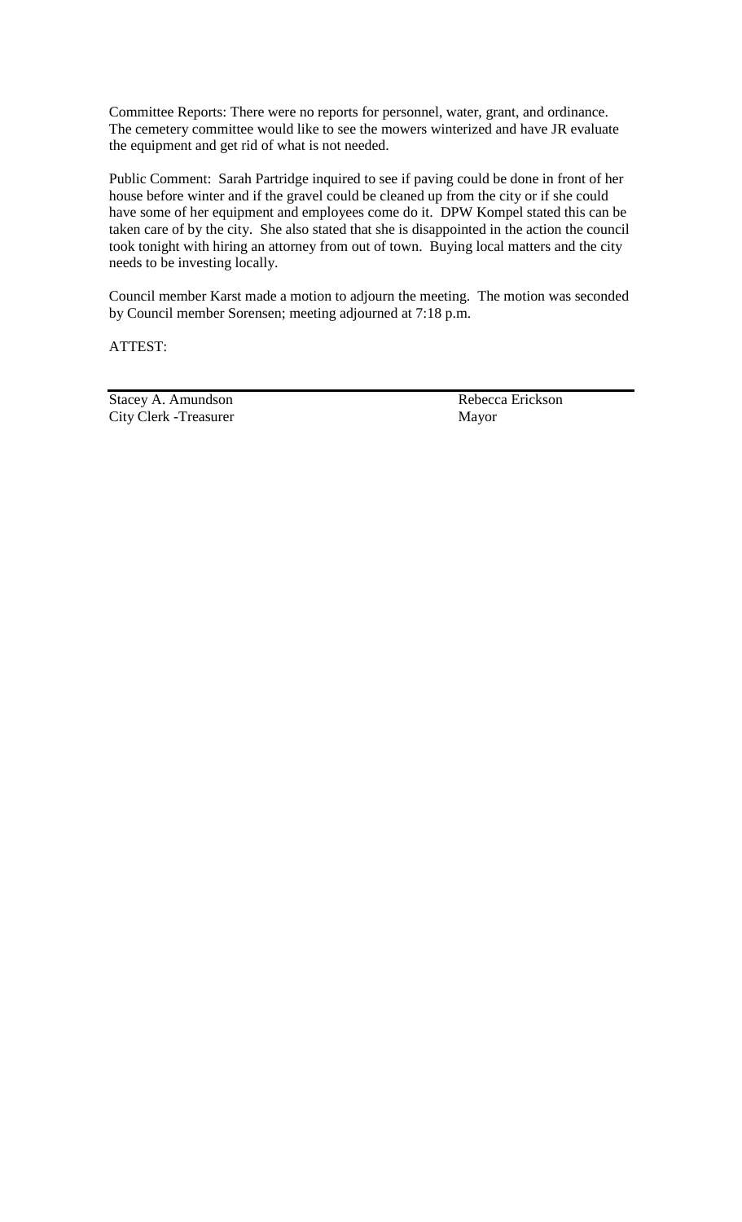Committee Reports: There were no reports for personnel, water, grant, and ordinance. The cemetery committee would like to see the mowers winterized and have JR evaluate the equipment and get rid of what is not needed.

Public Comment: Sarah Partridge inquired to see if paving could be done in front of her house before winter and if the gravel could be cleaned up from the city or if she could have some of her equipment and employees come do it. DPW Kompel stated this can be taken care of by the city. She also stated that she is disappointed in the action the council took tonight with hiring an attorney from out of town. Buying local matters and the city needs to be investing locally.

Council member Karst made a motion to adjourn the meeting. The motion was seconded by Council member Sorensen; meeting adjourned at 7:18 p.m.

ATTEST:

| | |
|---|---|
| Stacey A. Amundson | Rebecca Erickson |
| City Clerk -Treasurer | Mayor |